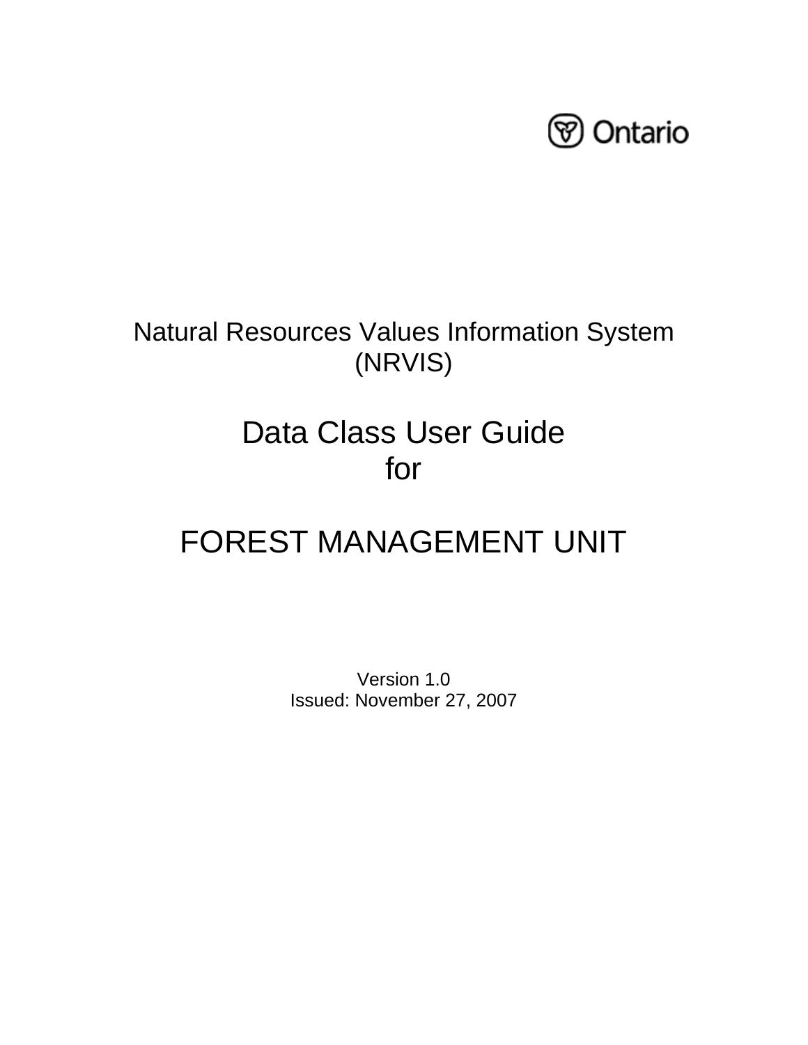Ontario

Natural Resources Values Information System (NRVIS)

# Data Class User Guide for

# FOREST MANAGEMENT UNIT

Version 1.0
Issued: November 27, 2007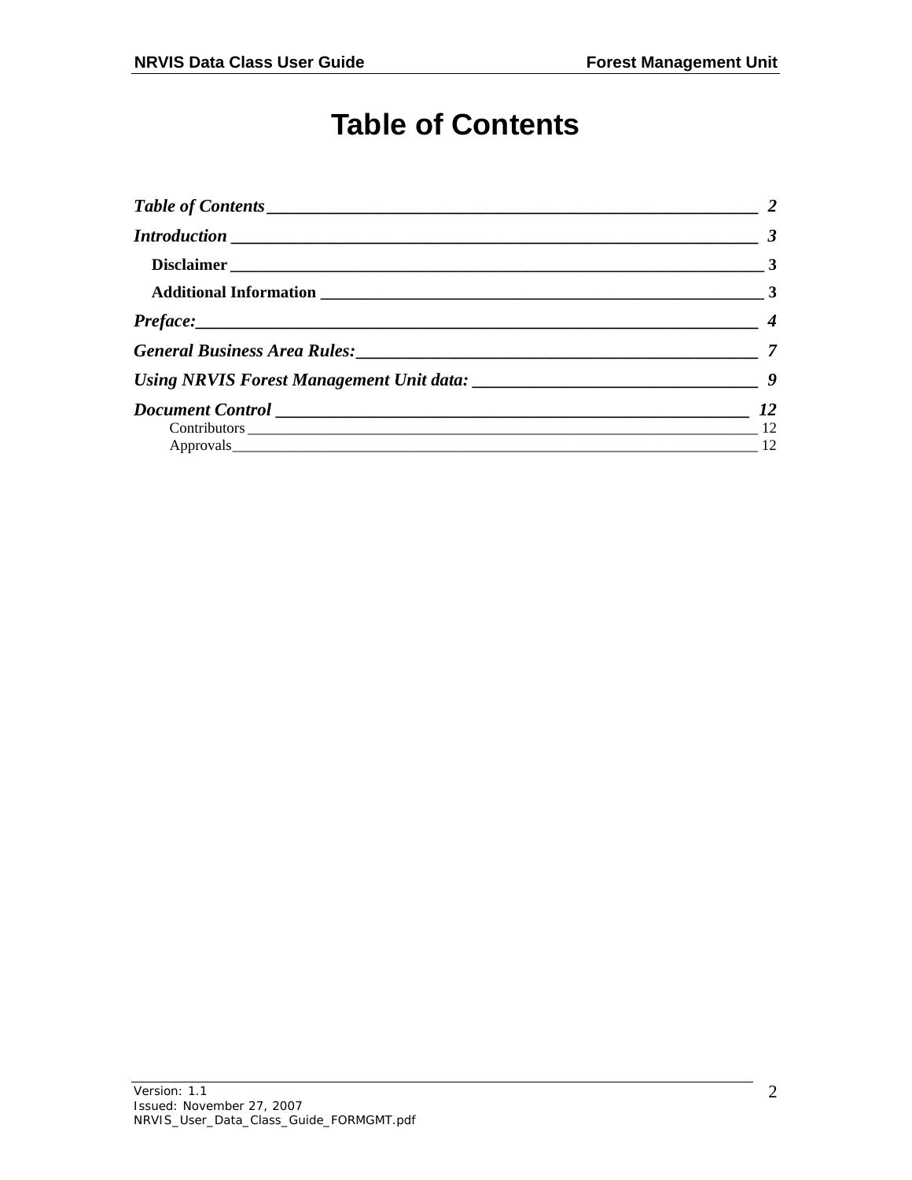# Table of Contents

*Table of Contents* 2

*Introduction* 3

**Disclaimer** 3

**Additional Information** 3

*Preface:* 4

*General Business Area Rules:* 7

*Using NRVIS Forest Management Unit data:* 9

*Document Control* 12

Contributors 12

Approvals 12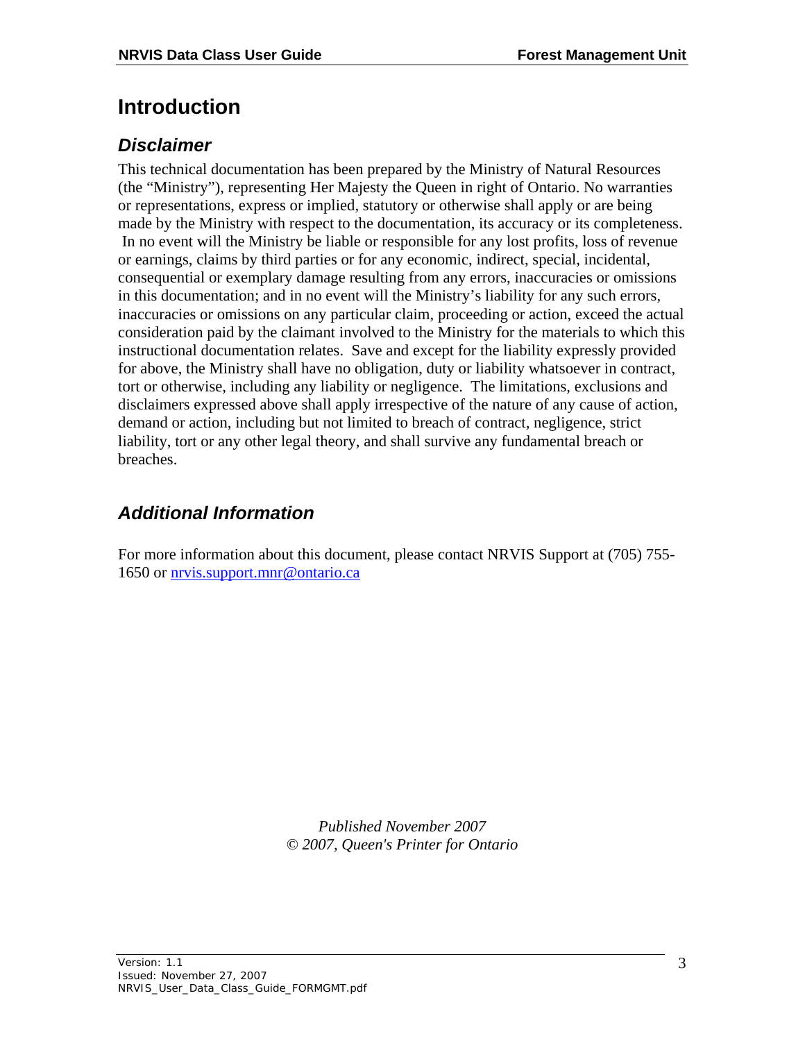# Introduction

## *Disclaimer*

This technical documentation has been prepared by the Ministry of Natural Resources (the "Ministry"), representing Her Majesty the Queen in right of Ontario. No warranties or representations, express or implied, statutory or otherwise shall apply or are being made by the Ministry with respect to the documentation, its accuracy or its completeness. In no event will the Ministry be liable or responsible for any lost profits, loss of revenue or earnings, claims by third parties or for any economic, indirect, special, incidental, consequential or exemplary damage resulting from any errors, inaccuracies or omissions in this documentation; and in no event will the Ministry's liability for any such errors, inaccuracies or omissions on any particular claim, proceeding or action, exceed the actual consideration paid by the claimant involved to the Ministry for the materials to which this instructional documentation relates. Save and except for the liability expressly provided for above, the Ministry shall have no obligation, duty or liability whatsoever in contract, tort or otherwise, including any liability or negligence. The limitations, exclusions and disclaimers expressed above shall apply irrespective of the nature of any cause of action, demand or action, including but not limited to breach of contract, negligence, strict liability, tort or any other legal theory, and shall survive any fundamental breach or breaches.

## *Additional Information*

For more information about this document, please contact NRVIS Support at (705) 755-1650 or [nrvis.support.mnr@ontario.ca](mailto:nrvis.support.mnr@ontario.ca)

*Published November 2007*
*© 2007, Queen's Printer for Ontario*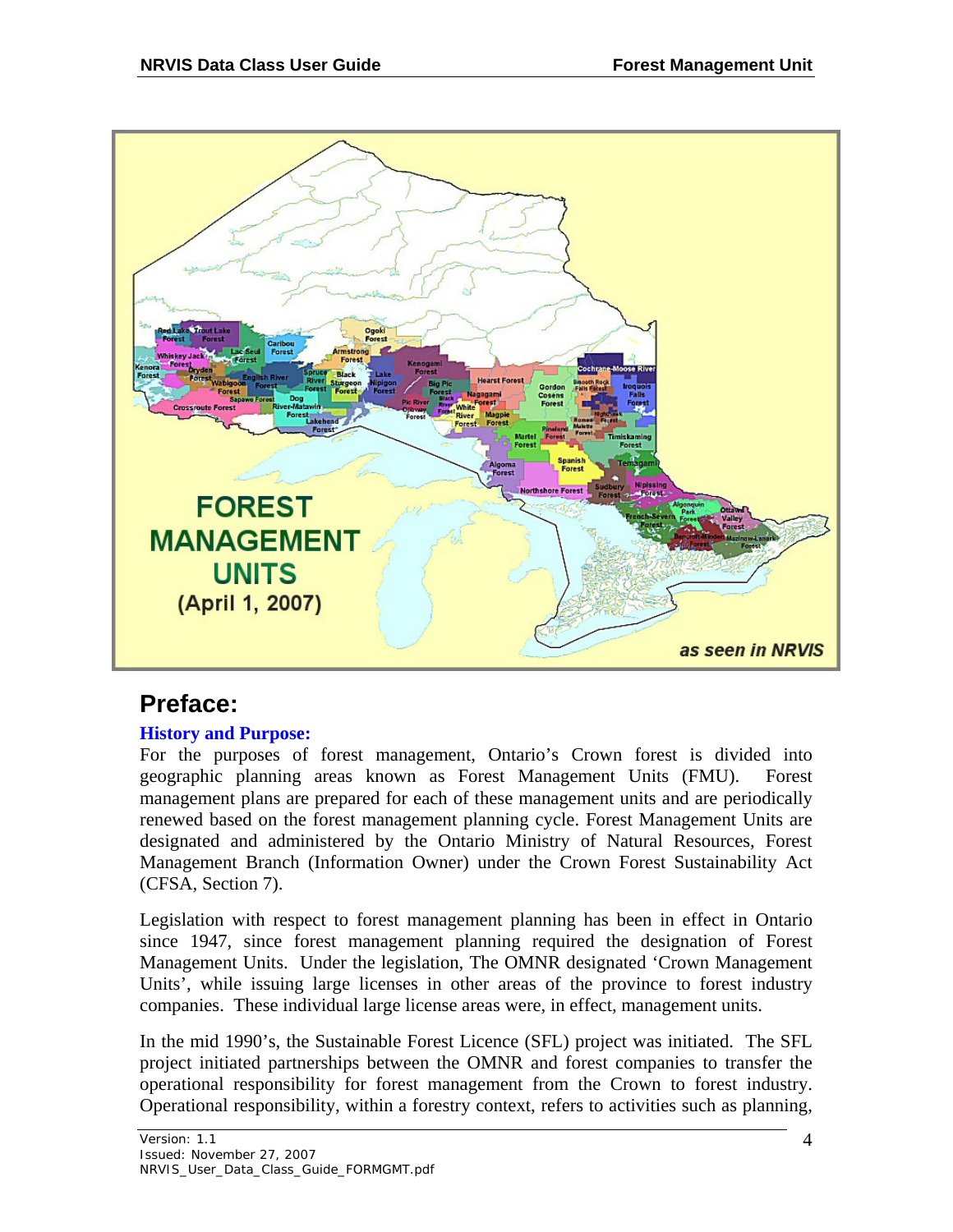## Preface:

### History and Purpose:

For the purposes of forest management, Ontario's Crown forest is divided into geographic planning areas known as Forest Management Units (FMU). Forest management plans are prepared for each of these management units and are periodically renewed based on the forest management planning cycle. Forest Management Units are designated and administered by the Ontario Ministry of Natural Resources, Forest Management Branch (Information Owner) under the Crown Forest Sustainability Act (CFSA, Section 7).

Legislation with respect to forest management planning has been in effect in Ontario since 1947, since forest management planning required the designation of Forest Management Units. Under the legislation, The OMNR designated 'Crown Management Units', while issuing large licenses in other areas of the province to forest industry companies. These individual large license areas were, in effect, management units.

In the mid 1990's, the Sustainable Forest Licence (SFL) project was initiated. The SFL project initiated partnerships between the OMNR and forest companies to transfer the operational responsibility for forest management from the Crown to forest industry. Operational responsibility, within a forestry context, refers to activities such as planning,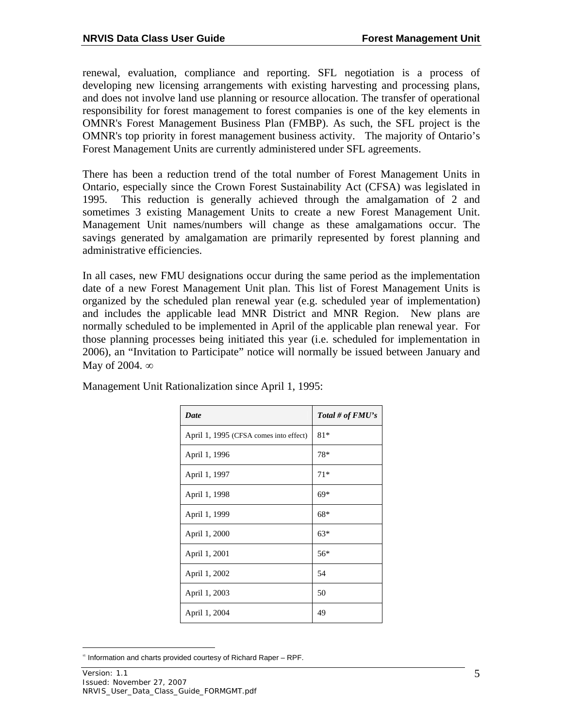renewal, evaluation, compliance and reporting. SFL negotiation is a process of developing new licensing arrangements with existing harvesting and processing plans, and does not involve land use planning or resource allocation. The transfer of operational responsibility for forest management to forest companies is one of the key elements in OMNR's Forest Management Business Plan (FMBP). As such, the SFL project is the OMNR's top priority in forest management business activity. The majority of Ontario's Forest Management Units are currently administered under SFL agreements.

There has been a reduction trend of the total number of Forest Management Units in Ontario, especially since the Crown Forest Sustainability Act (CFSA) was legislated in 1995. This reduction is generally achieved through the amalgamation of 2 and sometimes 3 existing Management Units to create a new Forest Management Unit. Management Unit names/numbers will change as these amalgamations occur. The savings generated by amalgamation are primarily represented by forest planning and administrative efficiencies.

In all cases, new FMU designations occur during the same period as the implementation date of a new Forest Management Unit plan. This list of Forest Management Units is organized by the scheduled plan renewal year (e.g. scheduled year of implementation) and includes the applicable lead MNR District and MNR Region. New plans are normally scheduled to be implemented in April of the applicable plan renewal year. For those planning processes being initiated this year (i.e. scheduled for implementation in 2006), an "Invitation to Participate" notice will normally be issued between January and May of 2004. ∞

Management Unit Rationalization since April 1, 1995:

| *Date* | *Total # of FMU's* |
|---|---|
| April 1, 1995 (CFSA comes into effect) | 81* |
| April 1, 1996 | 78* |
| April 1, 1997 | 71* |
| April 1, 1998 | 69* |
| April 1, 1999 | 68* |
| April 1, 2000 | 63* |
| April 1, 2001 | 56* |
| April 1, 2002 | 54 |
| April 1, 2003 | 50 |
| April 1, 2004 | 49 |

∞ Information and charts provided courtesy of Richard Raper – RPF.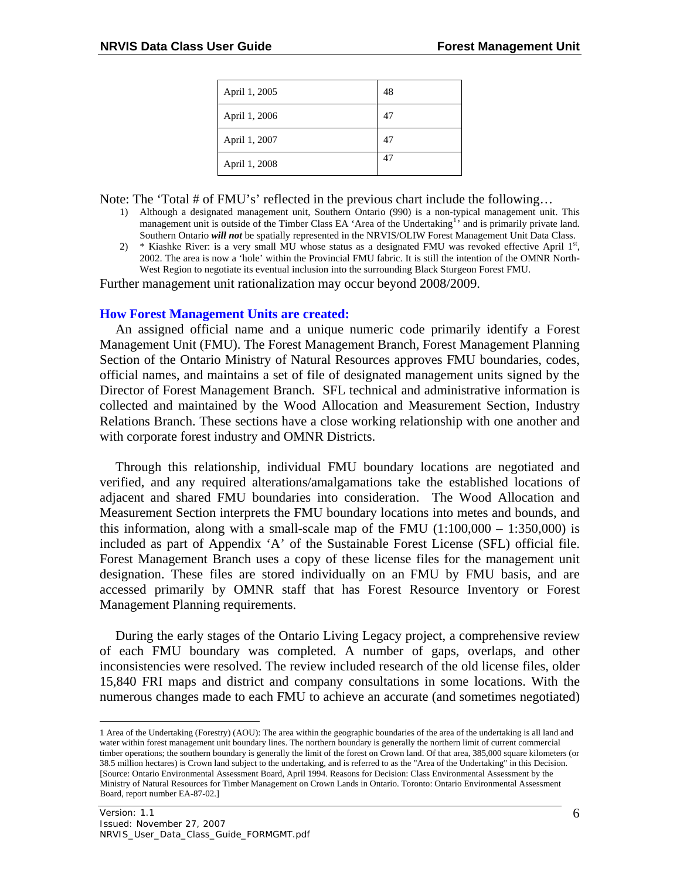| April 1, 2005 | 48 |
|---|---|
| April 1, 2006 | 47 |
| April 1, 2007 | 47 |
| April 1, 2008 | 47 |

Note: The 'Total # of FMU's' reflected in the previous chart include the following…

1) Although a designated management unit, Southern Ontario (990) is a non-typical management unit. This management unit is outside of the Timber Class EA 'Area of the Undertaking[1]' and is primarily private land. Southern Ontario ***will not*** be spatially represented in the NRVIS/OLIW Forest Management Unit Data Class.
2) * Kiashke River: is a very small MU whose status as a designated FMU was revoked effective April 1st, 2002. The area is now a 'hole' within the Provincial FMU fabric. It is still the intention of the OMNR North-West Region to negotiate its eventual inclusion into the surrounding Black Sturgeon Forest FMU.

Further management unit rationalization may occur beyond 2008/2009.

## How Forest Management Units are created:

An assigned official name and a unique numeric code primarily identify a Forest Management Unit (FMU). The Forest Management Branch, Forest Management Planning Section of the Ontario Ministry of Natural Resources approves FMU boundaries, codes, official names, and maintains a set of file of designated management units signed by the Director of Forest Management Branch. SFL technical and administrative information is collected and maintained by the Wood Allocation and Measurement Section, Industry Relations Branch. These sections have a close working relationship with one another and with corporate forest industry and OMNR Districts.

Through this relationship, individual FMU boundary locations are negotiated and verified, and any required alterations/amalgamations take the established locations of adjacent and shared FMU boundaries into consideration. The Wood Allocation and Measurement Section interprets the FMU boundary locations into metes and bounds, and this information, along with a small-scale map of the FMU (1:100,000 – 1:350,000) is included as part of Appendix 'A' of the Sustainable Forest License (SFL) official file. Forest Management Branch uses a copy of these license files for the management unit designation. These files are stored individually on an FMU by FMU basis, and are accessed primarily by OMNR staff that has Forest Resource Inventory or Forest Management Planning requirements.

During the early stages of the Ontario Living Legacy project, a comprehensive review of each FMU boundary was completed. A number of gaps, overlaps, and other inconsistencies were resolved. The review included research of the old license files, older 15,840 FRI maps and district and company consultations in some locations. With the numerous changes made to each FMU to achieve an accurate (and sometimes negotiated)

---

1 Area of the Undertaking (Forestry) (AOU): The area within the geographic boundaries of the area of the undertaking is all land and water within forest management unit boundary lines. The northern boundary is generally the northern limit of current commercial timber operations; the southern boundary is generally the limit of the forest on Crown land. Of that area, 385,000 square kilometers (or 38.5 million hectares) is Crown land subject to the undertaking, and is referred to as the "Area of the Undertaking" in this Decision. [Source: Ontario Environmental Assessment Board, April 1994. Reasons for Decision: Class Environmental Assessment by the Ministry of Natural Resources for Timber Management on Crown Lands in Ontario. Toronto: Ontario Environmental Assessment Board, report number EA-87-02.]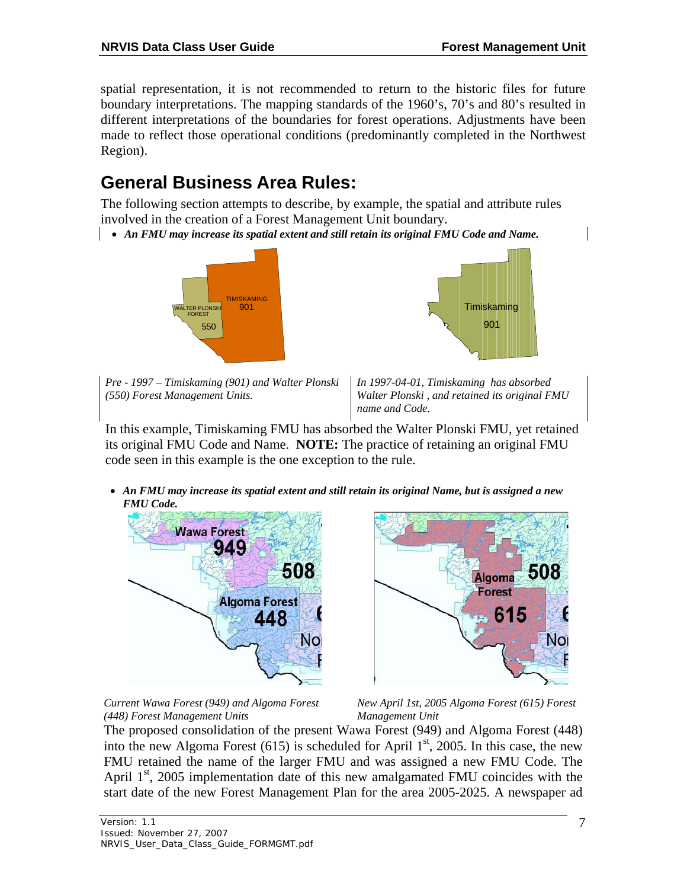spatial representation, it is not recommended to return to the historic files for future boundary interpretations. The mapping standards of the 1960's, 70's and 80's resulted in different interpretations of the boundaries for forest operations. Adjustments have been made to reflect those operational conditions (predominantly completed in the Northwest Region).

## General Business Area Rules:

The following section attempts to describe, by example, the spatial and attribute rules involved in the creation of a Forest Management Unit boundary.

- ***An FMU may increase its spatial extent and still retain its original FMU Code and Name.***

| *Pre - 1997 – Timiskaming (901) and Walter Plonski (550) Forest Management Units.* | *In 1997-04-01, Timiskaming has absorbed Walter Plonski , and retained its original FMU name and Code.* |
|---|---|

In this example, Timiskaming FMU has absorbed the Walter Plonski FMU, yet retained its original FMU Code and Name. **NOTE:** The practice of retaining an original FMU code seen in this example is the one exception to the rule.

- ***An FMU may increase its spatial extent and still retain its original Name, but is assigned a new FMU Code.***

*Current Wawa Forest (949) and Algoma Forest (448) Forest Management Units*

*New April 1st, 2005 Algoma Forest (615) Forest Management Unit*

The proposed consolidation of the present Wawa Forest (949) and Algoma Forest (448) into the new Algoma Forest (615) is scheduled for April 1st, 2005. In this case, the new FMU retained the name of the larger FMU and was assigned a new FMU Code. The April 1st, 2005 implementation date of this new amalgamated FMU coincides with the start date of the new Forest Management Plan for the area 2005-2025. A newspaper ad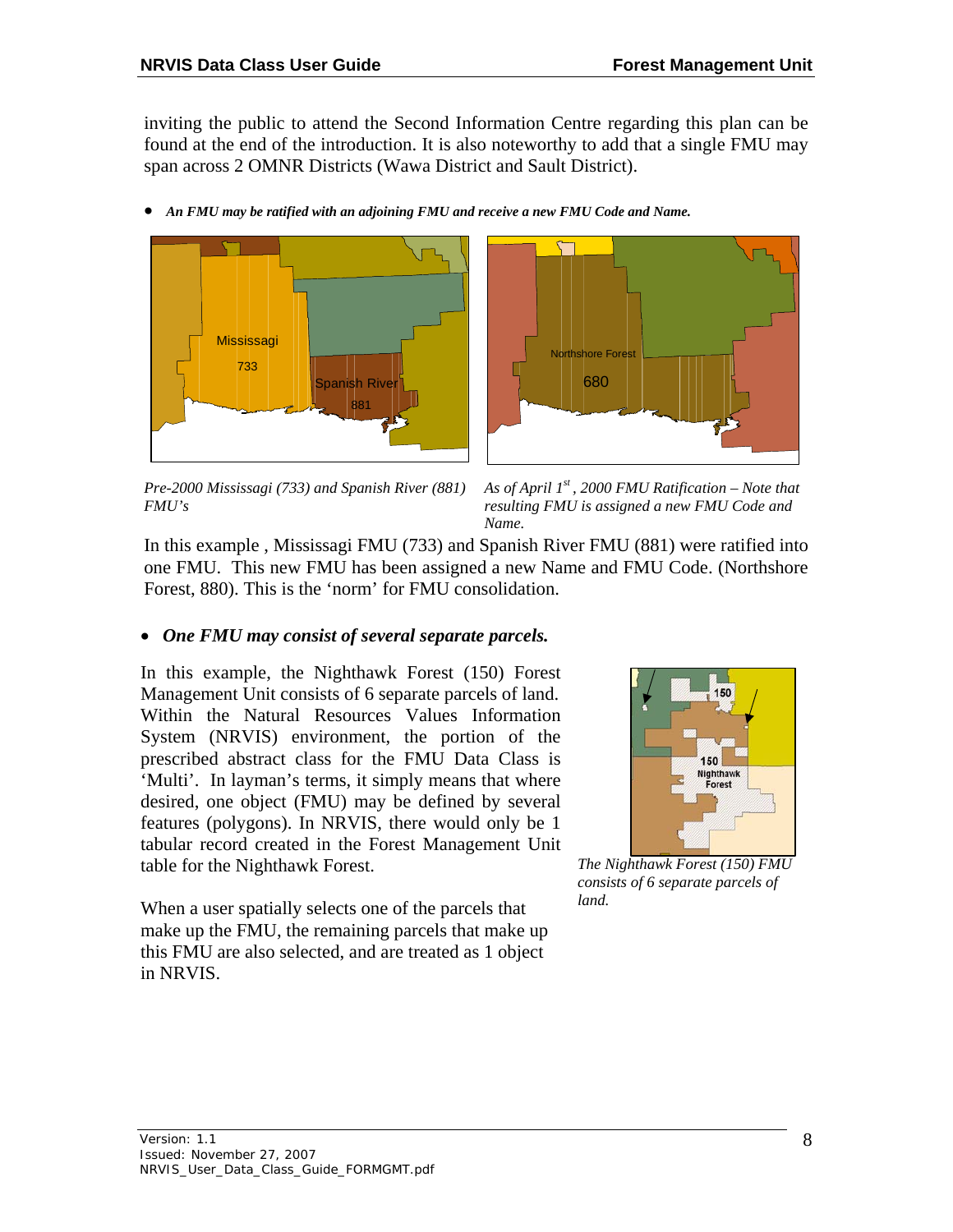inviting the public to attend the Second Information Centre regarding this plan can be found at the end of the introduction. It is also noteworthy to add that a single FMU may span across 2 OMNR Districts (Wawa District and Sault District).

- ***An FMU may be ratified with an adjoining FMU and receive a new FMU Code and Name.***

*Pre-2000 Mississagi (733) and Spanish River (881) FMU's*

*As of April 1st, 2000 FMU Ratification – Note that resulting FMU is assigned a new FMU Code and Name.*

In this example , Mississagi FMU (733) and Spanish River FMU (881) were ratified into one FMU. This new FMU has been assigned a new Name and FMU Code. (Northshore Forest, 880). This is the 'norm' for FMU consolidation.

- ***One FMU may consist of several separate parcels.***

In this example, the Nighthawk Forest (150) Forest Management Unit consists of 6 separate parcels of land. Within the Natural Resources Values Information System (NRVIS) environment, the portion of the prescribed abstract class for the FMU Data Class is 'Multi'. In layman's terms, it simply means that where desired, one object (FMU) may be defined by several features (polygons). In NRVIS, there would only be 1 tabular record created in the Forest Management Unit table for the Nighthawk Forest.

When a user spatially selects one of the parcels that make up the FMU, the remaining parcels that make up this FMU are also selected, and are treated as 1 object in NRVIS.

*The Nighthawk Forest (150) FMU consists of 6 separate parcels of land.*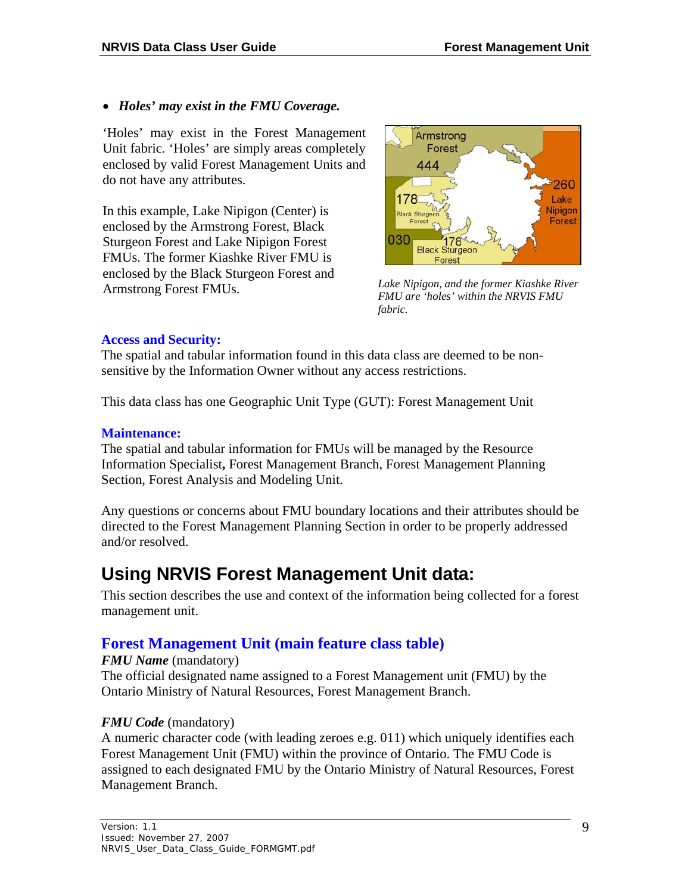- ***Holes' may exist in the FMU Coverage.***

'Holes' may exist in the Forest Management Unit fabric. 'Holes' are simply areas completely enclosed by valid Forest Management Units and do not have any attributes.

In this example, Lake Nipigon (Center) is enclosed by the Armstrong Forest, Black Sturgeon Forest and Lake Nipigon Forest FMUs. The former Kiashke River FMU is enclosed by the Black Sturgeon Forest and Armstrong Forest FMUs.

*Lake Nipigon, and the former Kiashke River FMU are 'holes' within the NRVIS FMU fabric.*

### Access and Security:

The spatial and tabular information found in this data class are deemed to be non-sensitive by the Information Owner without any access restrictions.

This data class has one Geographic Unit Type (GUT): Forest Management Unit

### Maintenance:

The spatial and tabular information for FMUs will be managed by the Resource Information Specialist**,** Forest Management Branch, Forest Management Planning Section, Forest Analysis and Modeling Unit.

Any questions or concerns about FMU boundary locations and their attributes should be directed to the Forest Management Planning Section in order to be properly addressed and/or resolved.

# Using NRVIS Forest Management Unit data:

This section describes the use and context of the information being collected for a forest management unit.

## Forest Management Unit (main feature class table)

***FMU Name*** (mandatory)
The official designated name assigned to a Forest Management unit (FMU) by the Ontario Ministry of Natural Resources, Forest Management Branch.

***FMU Code*** (mandatory)
A numeric character code (with leading zeroes e.g. 011) which uniquely identifies each Forest Management Unit (FMU) within the province of Ontario. The FMU Code is assigned to each designated FMU by the Ontario Ministry of Natural Resources, Forest Management Branch.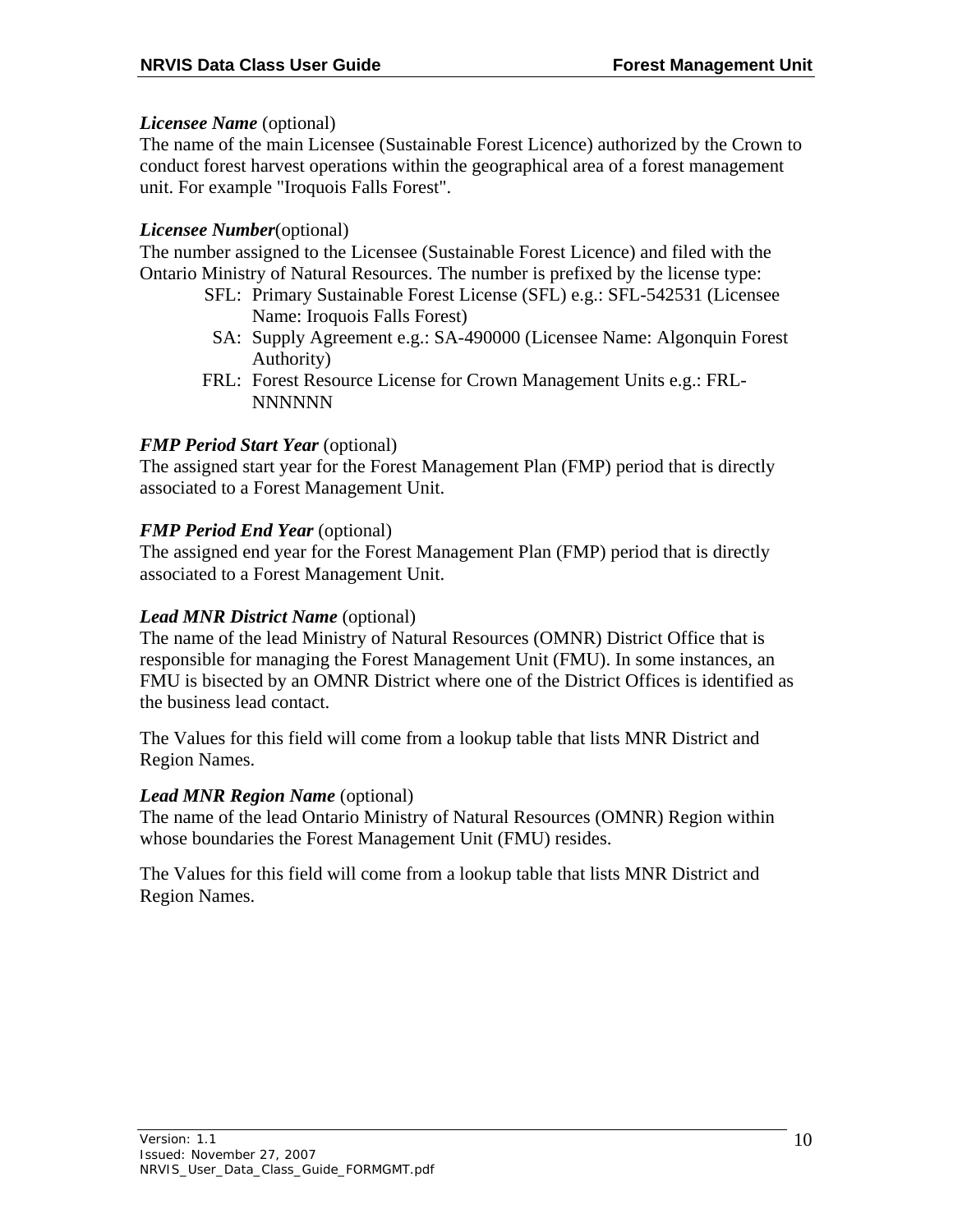***Licensee Name*** (optional)
The name of the main Licensee (Sustainable Forest Licence) authorized by the Crown to conduct forest harvest operations within the geographical area of a forest management unit. For example "Iroquois Falls Forest".

***Licensee Number***(optional)
The number assigned to the Licensee (Sustainable Forest Licence) and filed with the Ontario Ministry of Natural Resources. The number is prefixed by the license type:

- SFL: Primary Sustainable Forest License (SFL) e.g.: SFL-542531 (Licensee Name: Iroquois Falls Forest)
- SA: Supply Agreement e.g.: SA-490000 (Licensee Name: Algonquin Forest Authority)
- FRL: Forest Resource License for Crown Management Units e.g.: FRL-NNNNNN

***FMP Period Start Year*** (optional)
The assigned start year for the Forest Management Plan (FMP) period that is directly associated to a Forest Management Unit.

***FMP Period End Year*** (optional)
The assigned end year for the Forest Management Plan (FMP) period that is directly associated to a Forest Management Unit.

***Lead MNR District Name*** (optional)
The name of the lead Ministry of Natural Resources (OMNR) District Office that is responsible for managing the Forest Management Unit (FMU). In some instances, an FMU is bisected by an OMNR District where one of the District Offices is identified as the business lead contact.

The Values for this field will come from a lookup table that lists MNR District and Region Names.

***Lead MNR Region Name*** (optional)
The name of the lead Ontario Ministry of Natural Resources (OMNR) Region within whose boundaries the Forest Management Unit (FMU) resides.

The Values for this field will come from a lookup table that lists MNR District and Region Names.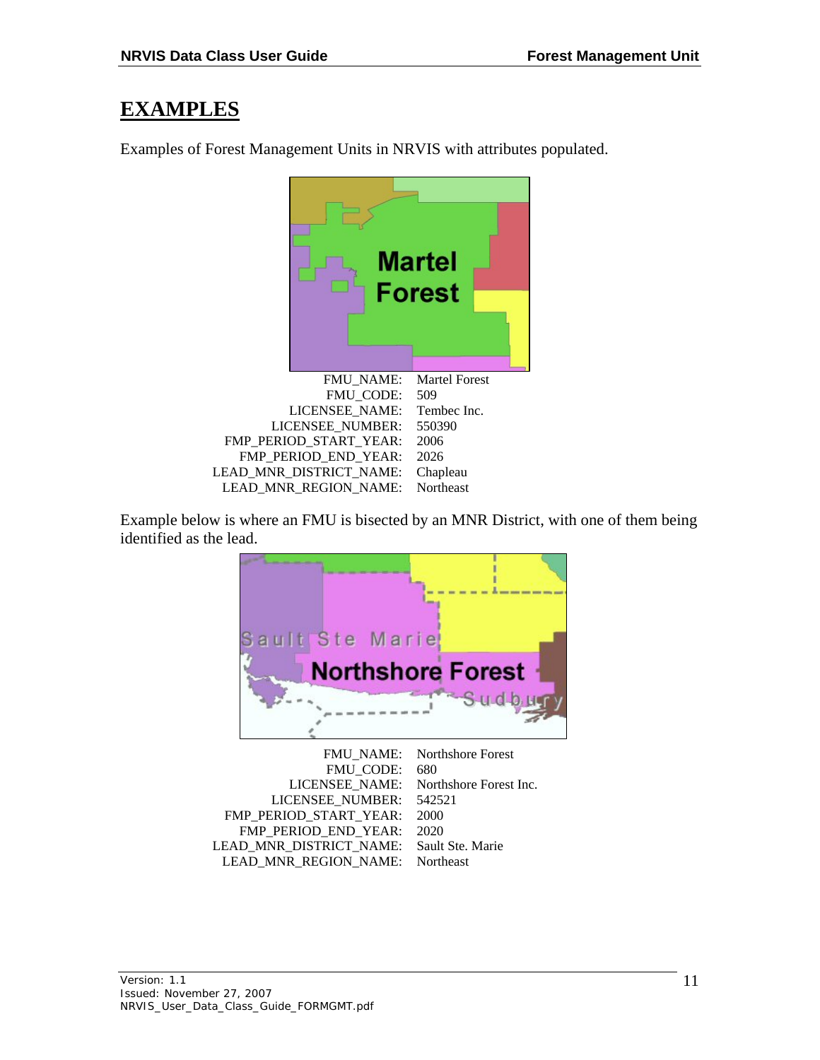# EXAMPLES

Examples of Forest Management Units in NRVIS with attributes populated.

| | |
|---|---|
| FMU_NAME: | Martel Forest |
| FMU_CODE: | 509 |
| LICENSEE_NAME: | Tembec Inc. |
| LICENSEE_NUMBER: | 550390 |
| FMP_PERIOD_START_YEAR: | 2006 |
| FMP_PERIOD_END_YEAR: | 2026 |
| LEAD_MNR_DISTRICT_NAME: | Chapleau |
| LEAD_MNR_REGION_NAME: | Northeast |

Example below is where an FMU is bisected by an MNR District, with one of them being identified as the lead.

| | |
|---|---|
| FMU_NAME: | Northshore Forest |
| FMU_CODE: | 680 |
| LICENSEE_NAME: | Northshore Forest Inc. |
| LICENSEE_NUMBER: | 542521 |
| FMP_PERIOD_START_YEAR: | 2000 |
| FMP_PERIOD_END_YEAR: | 2020 |
| LEAD_MNR_DISTRICT_NAME: | Sault Ste. Marie |
| LEAD_MNR_REGION_NAME: | Northeast |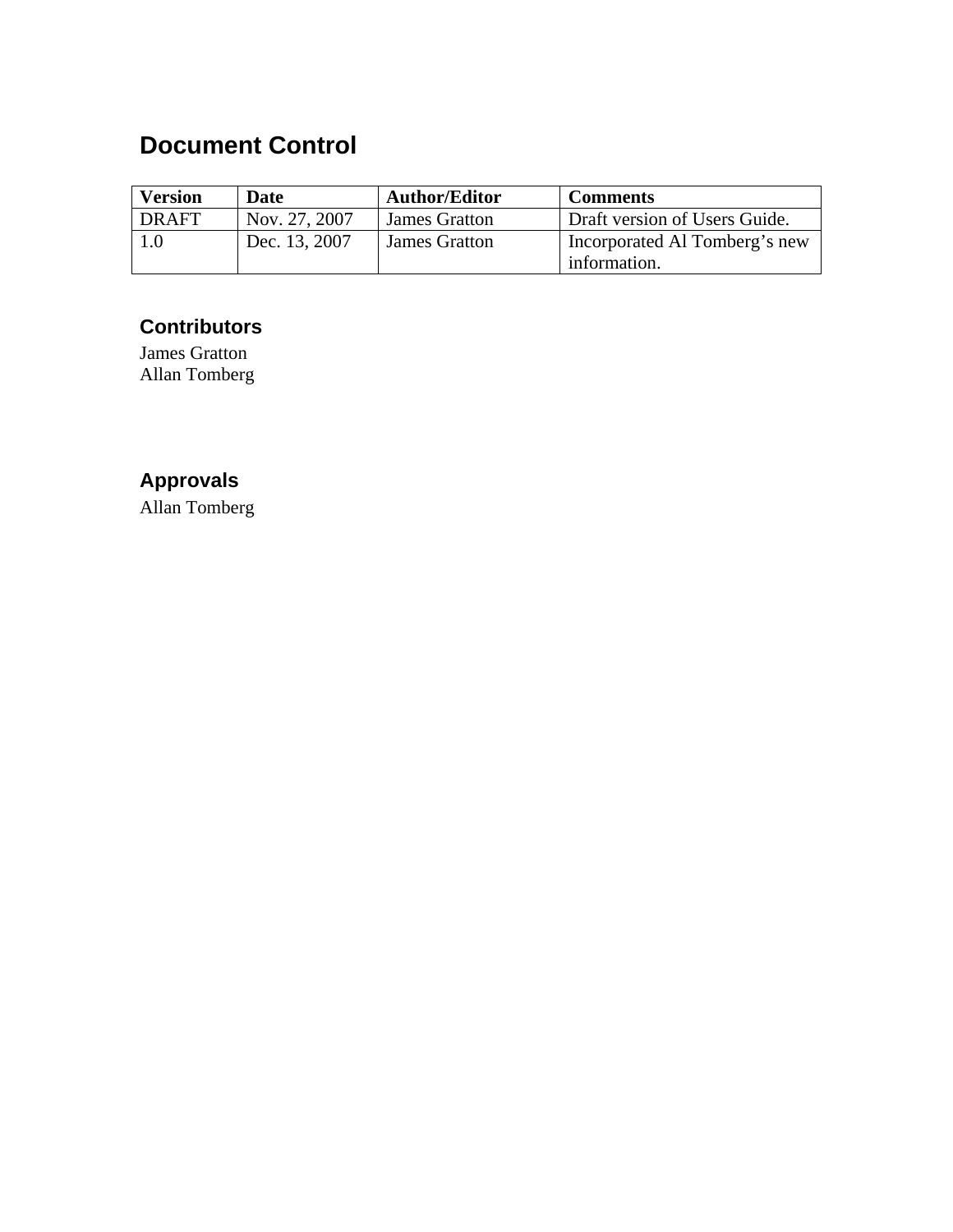## Document Control

| Version | Date | Author/Editor | Comments |
|---|---|---|---|
| DRAFT | Nov. 27, 2007 | James Gratton | Draft version of Users Guide. |
| 1.0 | Dec. 13, 2007 | James Gratton | Incorporated Al Tomberg's new information. |

### Contributors

James Gratton
Allan Tomberg

### Approvals

Allan Tomberg